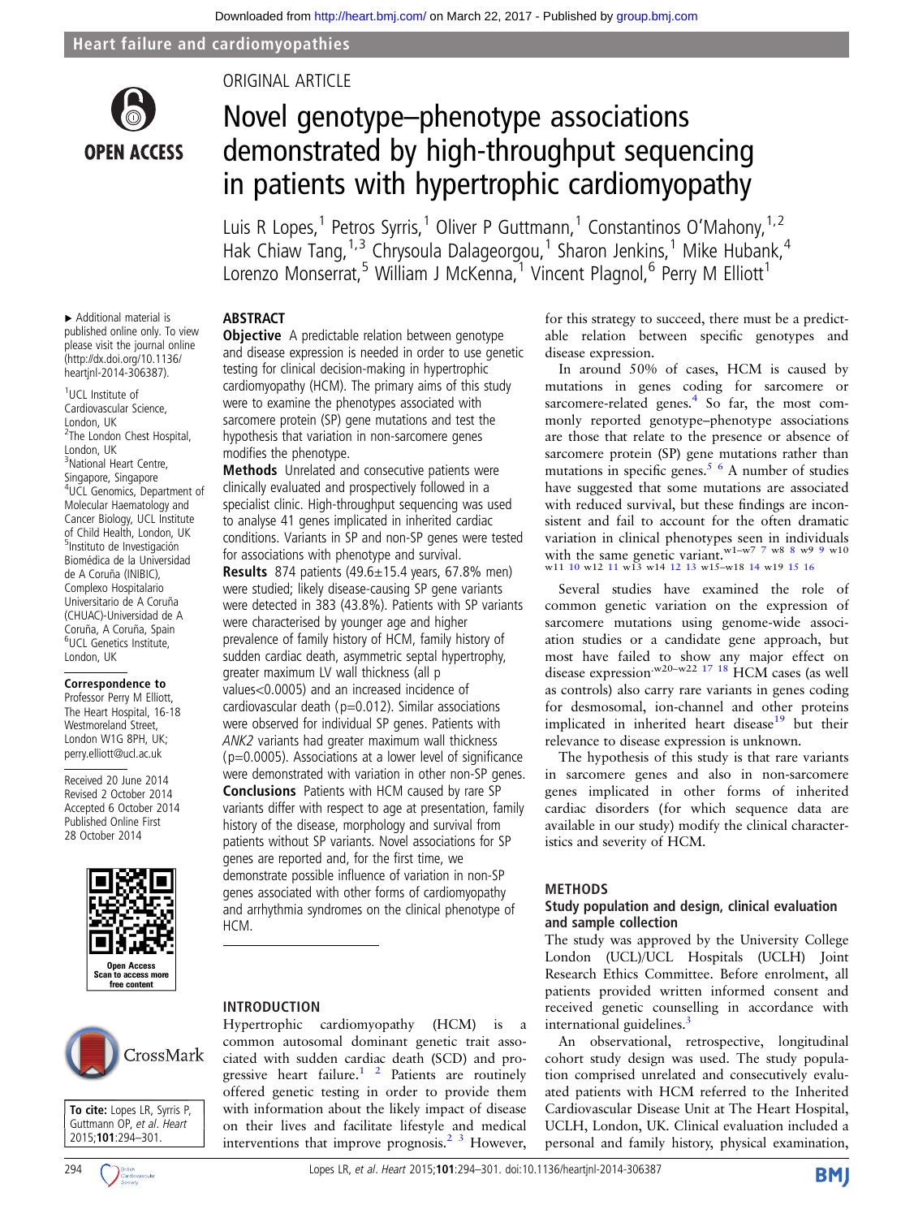Heart failure and cardiomyopathies

ORIGINAL ARTICLE

# Novel genotype–phenotype associations demonstrated by high-throughput sequencing in patients with hypertrophic cardiomyopathy

Luis R Lopes,[1] Petros Syrris,[1] Oliver P Guttmann,[1] Constantinos O'Mahony,[1,2] Hak Chiaw Tang,[1,3] Chrysoula Dalageorgou,[1] Sharon Jenkins,[1] Mike Hubank,[4] Lorenzo Monserrat,[5] William J McKenna,[1] Vincent Plagnol,[6] Perry M Elliott[1]

▸ Additional material is published online only. To view please visit the journal online (http://dx.doi.org/10.1136/heartjnl-2014-306387).

[1]UCL Institute of Cardiovascular Science, London, UK
[2]The London Chest Hospital, London, UK
[3]National Heart Centre, Singapore, Singapore
[4]UCL Genomics, Department of Molecular Haematology and Cancer Biology, UCL Institute of Child Health, London, UK
[5]Instituto de Investigación Biomédica de A Coruña (INIBIC), Complexo Hospitalario Universitario de A Coruña (CHUAC)-Universidad de A Coruña, A Coruña, Spain
[6]UCL Genetics Institute, London, UK

**Correspondence to**
Professor Perry M Elliott, The Heart Hospital, 16-18 Westmoreland Street, London W1G 8PH, UK; perry.elliott@ucl.ac.uk

Received 20 June 2014
Revised 2 October 2014
Accepted 6 October 2014
Published Online First 28 October 2014

**To cite:** Lopes LR, Syrris P, Guttmann OP, *et al. Heart* 2015;**101**:294–301.

## ABSTRACT

**Objective** A predictable relation between genotype and disease expression is needed in order to use genetic testing for clinical decision-making in hypertrophic cardiomyopathy (HCM). The primary aims of this study were to examine the phenotypes associated with sarcomere protein (SP) gene mutations and test the hypothesis that variation in non-sarcomere genes modifies the phenotype.

**Methods** Unrelated and consecutive patients were clinically evaluated and prospectively followed in a specialist clinic. High-throughput sequencing was used to analyse 41 genes implicated in inherited cardiac conditions. Variants in SP and non-SP genes were tested for associations with phenotype and survival.

**Results** 874 patients (49.6±15.4 years, 67.8% men) were studied; likely disease-causing SP gene variants were detected in 383 (43.8%). Patients with SP variants were characterised by younger age and higher prevalence of family history of HCM, family history of sudden cardiac death, asymmetric septal hypertrophy, greater maximum LV wall thickness (all p values<0.0005) and an increased incidence of cardiovascular death (p=0.012). Similar associations were observed for individual SP genes. Patients with *ANK2* variants had greater maximum wall thickness (p=0.0005). Associations at a lower level of significance were demonstrated with variation in other non-SP genes.

**Conclusions** Patients with HCM caused by rare SP variants differ with respect to age at presentation, family history of the disease, morphology and survival from patients without SP variants. Novel associations for SP genes are reported and, for the first time, we demonstrate possible influence of variation in non-SP genes associated with other forms of cardiomyopathy and arrhythmia syndromes on the clinical phenotype of HCM.

## INTRODUCTION

Hypertrophic cardiomyopathy (HCM) is a common autosomal dominant genetic trait associated with sudden cardiac death (SCD) and progressive heart failure.[1,2] Patients are routinely offered genetic testing in order to provide them with information about the likely impact of disease on their lives and facilitate lifestyle and medical interventions that improve prognosis.[2,3] However, for this strategy to succeed, there must be a predictable relation between specific genotypes and disease expression.

In around 50% of cases, HCM is caused by mutations in genes coding for sarcomere or sarcomere-related genes.[4] So far, the most commonly reported genotype–phenotype associations are those that relate to the presence or absence of sarcomere protein (SP) gene mutations rather than mutations in specific genes.[5,6] A number of studies have suggested that some mutations are associated with reduced survival, but these findings are inconsistent and fail to account for the often dramatic variation in clinical phenotypes seen in individuals with the same genetic variant.[w1–w7,7,w8,8,w9,9,w10,w11,10,w12,11,w13,w14,12,13,w15–w18,14,w19,15,16]

Several studies have examined the role of common genetic variation on the expression of sarcomere mutations using genome-wide association studies or a candidate gene approach, but most have failed to show any major effect on disease expression.[w20–w22,17,18] HCM cases (as well as controls) also carry rare variants in genes coding for desmosomal, ion-channel and other proteins implicated in inherited heart disease[19] but their relevance to disease expression is unknown.

The hypothesis of this study is that rare variants in sarcomere genes and also in non-sarcomere genes implicated in other forms of inherited cardiac disorders (for which sequence data are available in our study) modify the clinical characteristics and severity of HCM.

## METHODS

### Study population and design, clinical evaluation and sample collection

The study was approved by the University College London (UCL)/UCL Hospitals (UCLH) Joint Research Ethics Committee. Before enrolment, all patients provided written informed consent and received genetic counselling in accordance with international guidelines.[3]

An observational, retrospective, longitudinal cohort study design was used. The study population comprised unrelated and consecutively evaluated patients with HCM referred to the Inherited Cardiovascular Disease Unit at The Heart Hospital, UCLH, London, UK. Clinical evaluation included a personal and family history, physical examination,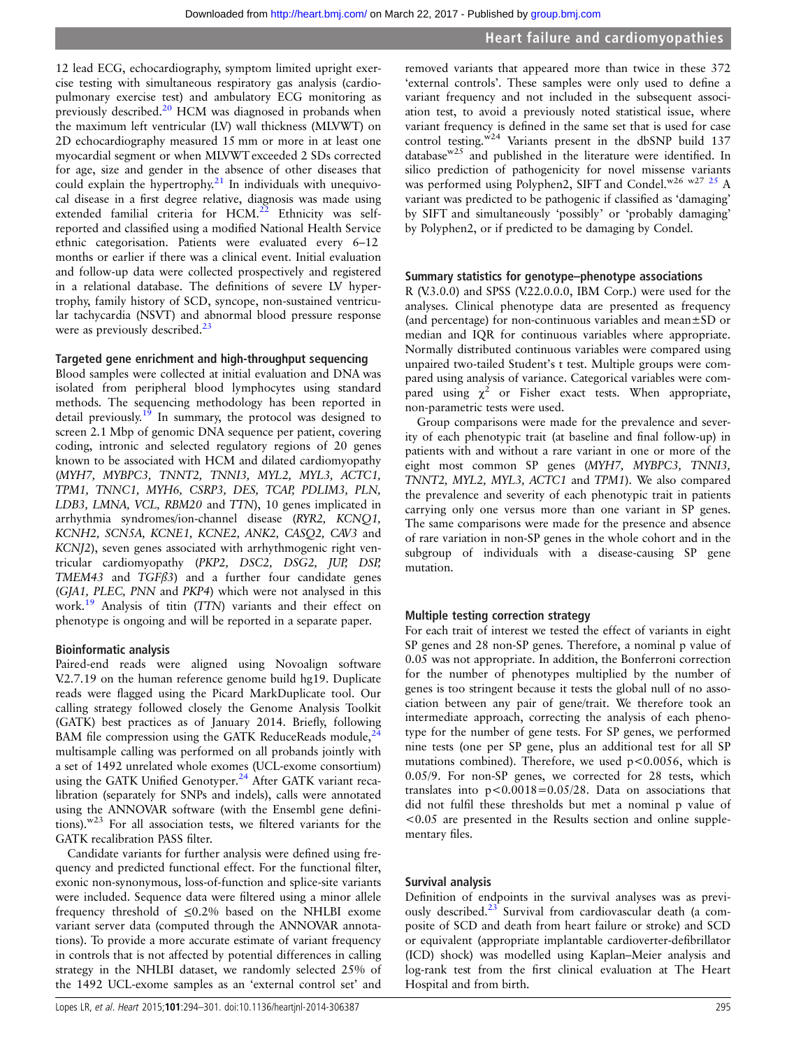12 lead ECG, echocardiography, symptom limited upright exercise testing with simultaneous respiratory gas analysis (cardiopulmonary exercise test) and ambulatory ECG monitoring as previously described.[20] HCM was diagnosed in probands when the maximum left ventricular (LV) wall thickness (MLVWT) on 2D echocardiography measured 15 mm or more in at least one myocardial segment or when MLVWT exceeded 2 SDs corrected for age, size and gender in the absence of other diseases that could explain the hypertrophy.[21] In individuals with unequivocal disease in a first degree relative, diagnosis was made using extended familial criteria for HCM.[22] Ethnicity was self-reported and classified using a modified National Health Service ethnic categorisation. Patients were evaluated every 6–12 months or earlier if there was a clinical event. Initial evaluation and follow-up data were collected prospectively and registered in a relational database. The definitions of severe LV hypertrophy, family history of SCD, syncope, non-sustained ventricular tachycardia (NSVT) and abnormal blood pressure response were as previously described.[23]

### Targeted gene enrichment and high-throughput sequencing

Blood samples were collected at initial evaluation and DNA was isolated from peripheral blood lymphocytes using standard methods. The sequencing methodology has been reported in detail previously.[19] In summary, the protocol was designed to screen 2.1 Mbp of genomic DNA sequence per patient, covering coding, intronic and selected regulatory regions of 20 genes known to be associated with HCM and dilated cardiomyopathy (*MYH7, MYBPC3, TNNT2, TNNI3, MYL2, MYL3, ACTC1, TPM1, TNNC1, MYH6, CSRP3, DES, TCAP, PDLIM3, PLN, LDB3, LMNA, VCL, RBM20* and *TTN*), 10 genes implicated in arrhythmia syndromes/ion-channel disease (*RYR2, KCNQ1, KCNH2, SCN5A, KCNE1, KCNE2, ANK2, CASQ2, CAV3* and *KCNJ2*), seven genes associated with arrhythmogenic right ventricular cardiomyopathy (*PKP2, DSC2, DSG2, JUP, DSP, TMEM43* and *TGFβ3*) and a further four candidate genes (*GJA1, PLEC, PNN* and *PKP4*) which were not analysed in this work.[19] Analysis of titin (*TTN*) variants and their effect on phenotype is ongoing and will be reported in a separate paper.

### Bioinformatic analysis

Paired-end reads were aligned using Novoalign software V.2.7.19 on the human reference genome build hg19. Duplicate reads were flagged using the Picard MarkDuplicate tool. Our calling strategy followed closely the Genome Analysis Toolkit (GATK) best practices as of January 2014. Briefly, following BAM file compression using the GATK ReduceReads module,[24] multisample calling was performed on all probands jointly with a set of 1492 unrelated whole exomes (UCL-exome consortium) using the GATK Unified Genotyper.[24] After GATK variant recalibration (separately for SNPs and indels), calls were annotated using the ANNOVAR software (with the Ensembl gene definitions).[w23] For all association tests, we filtered variants for the GATK recalibration PASS filter.

Candidate variants for further analysis were defined using frequency and predicted functional effect. For the functional filter, exonic non-synonymous, loss-of-function and splice-site variants were included. Sequence data were filtered using a minor allele frequency threshold of ≤0.2% based on the NHLBI exome variant server data (computed through the ANNOVAR annotations). To provide a more accurate estimate of variant frequency in controls that is not affected by potential differences in calling strategy in the NHLBI dataset, we randomly selected 25% of the 1492 UCL-exome samples as an 'external control set' and removed variants that appeared more than twice in these 372 'external controls'. These samples were only used to define a variant frequency and not included in the subsequent association test, to avoid a previously noted statistical issue, where variant frequency is defined in the same set that is used for case control testing.[w24] Variants present in the dbSNP build 137 database[w25] and published in the literature were identified. In silico prediction of pathogenicity for novel missense variants was performed using Polyphen2, SIFT and Condel.[w26 w27 25] A variant was predicted to be pathogenic if classified as 'damaging' by SIFT and simultaneously 'possibly' or 'probably damaging' by Polyphen2, or if predicted to be damaging by Condel.

### Summary statistics for genotype–phenotype associations

R (V.3.0.0) and SPSS (V.22.0.0.0, IBM Corp.) were used for the analyses. Clinical phenotype data are presented as frequency (and percentage) for non-continuous variables and mean±SD or median and IQR for continuous variables where appropriate. Normally distributed continuous variables were compared using unpaired two-tailed Student's t test. Multiple groups were compared using analysis of variance. Categorical variables were compared using $\chi^2$ or Fisher exact tests. When appropriate, non-parametric tests were used.

Group comparisons were made for the prevalence and severity of each phenotypic trait (at baseline and final follow-up) in patients with and without a rare variant in one or more of the eight most common SP genes (*MYH7, MYBPC3, TNNI3, TNNT2, MYL2, MYL3, ACTC1* and *TPM1*). We also compared the prevalence and severity of each phenotypic trait in patients carrying only one versus more than one variant in SP genes. The same comparisons were made for the presence and absence of rare variation in non-SP genes in the whole cohort and in the subgroup of individuals with a disease-causing SP gene mutation.

### Multiple testing correction strategy

For each trait of interest we tested the effect of variants in eight SP genes and 28 non-SP genes. Therefore, a nominal p value of 0.05 was not appropriate. In addition, the Bonferroni correction for the number of phenotypes multiplied by the number of genes is too stringent because it tests the global null of no association between any pair of gene/trait. We therefore took an intermediate approach, correcting the analysis of each phenotype for the number of gene tests. For SP genes, we performed nine tests (one per SP gene, plus an additional test for all SP mutations combined). Therefore, we used $p<0.0056$, which is 0.05/9. For non-SP genes, we corrected for 28 tests, which translates into $p<0.0018=0.05/28$. Data on associations that did not fulfil these thresholds but met a nominal p value of <0.05 are presented in the Results section and online supplementary files.

### Survival analysis

Definition of endpoints in the survival analyses was as previously described.[23] Survival from cardiovascular death (a composite of SCD and death from heart failure or stroke) and SCD or equivalent (appropriate implantable cardioverter-defibrillator (ICD) shock) was modelled using Kaplan–Meier analysis and log-rank test from the first clinical evaluation at The Heart Hospital and from birth.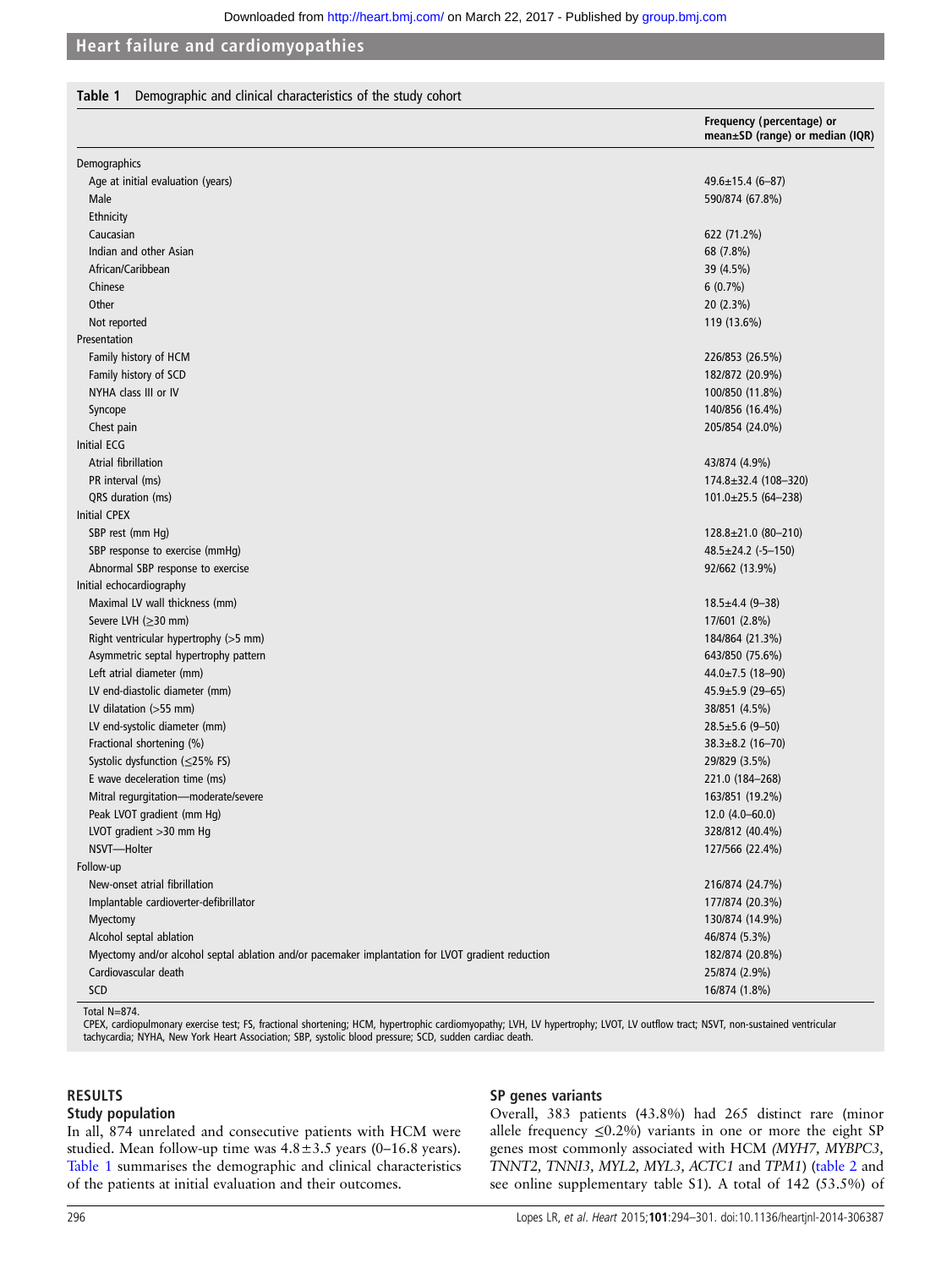**Table 1** Demographic and clinical characteristics of the study cohort

| | Frequency (percentage) or mean±SD (range) or median (IQR) |
|---|---|
| Demographics | |
| Age at initial evaluation (years) | 49.6±15.4 (6–87) |
| Male | 590/874 (67.8%) |
| Ethnicity | |
| Caucasian | 622 (71.2%) |
| Indian and other Asian | 68 (7.8%) |
| African/Caribbean | 39 (4.5%) |
| Chinese | 6 (0.7%) |
| Other | 20 (2.3%) |
| Not reported | 119 (13.6%) |
| Presentation | |
| Family history of HCM | 226/853 (26.5%) |
| Family history of SCD | 182/872 (20.9%) |
| NYHA class III or IV | 100/850 (11.8%) |
| Syncope | 140/856 (16.4%) |
| Chest pain | 205/854 (24.0%) |
| Initial ECG | |
| Atrial fibrillation | 43/874 (4.9%) |
| PR interval (ms) | 174.8±32.4 (108–320) |
| QRS duration (ms) | 101.0±25.5 (64–238) |
| Initial CPEX | |
| SBP rest (mm Hg) | 128.8±21.0 (80–210) |
| SBP response to exercise (mmHg) | 48.5±24.2 (-5–150) |
| Abnormal SBP response to exercise | 92/662 (13.9%) |
| Initial echocardiography | |
| Maximal LV wall thickness (mm) | 18.5±4.4 (9–38) |
| Severe LVH (≥30 mm) | 17/601 (2.8%) |
| Right ventricular hypertrophy (>5 mm) | 184/864 (21.3%) |
| Asymmetric septal hypertrophy pattern | 643/850 (75.6%) |
| Left atrial diameter (mm) | 44.0±7.5 (18–90) |
| LV end-diastolic diameter (mm) | 45.9±5.9 (29–65) |
| LV dilatation (>55 mm) | 38/851 (4.5%) |
| LV end-systolic diameter (mm) | 28.5±5.6 (9–50) |
| Fractional shortening (%) | 38.3±8.2 (16–70) |
| Systolic dysfunction (≤25% FS) | 29/829 (3.5%) |
| E wave deceleration time (ms) | 221.0 (184–268) |
| Mitral regurgitation—moderate/severe | 163/851 (19.2%) |
| Peak LVOT gradient (mm Hg) | 12.0 (4.0–60.0) |
| LVOT gradient >30 mm Hg | 328/812 (40.4%) |
| NSVT—Holter | 127/566 (22.4%) |
| Follow-up | |
| New-onset atrial fibrillation | 216/874 (24.7%) |
| Implantable cardioverter-defibrillator | 177/874 (20.3%) |
| Myectomy | 130/874 (14.9%) |
| Alcohol septal ablation | 46/874 (5.3%) |
| Myectomy and/or alcohol septal ablation and/or pacemaker implantation for LVOT gradient reduction | 182/874 (20.8%) |
| Cardiovascular death | 25/874 (2.9%) |
| SCD | 16/874 (1.8%) |

Total N=874.
CPEX, cardiopulmonary exercise test; FS, fractional shortening; HCM, hypertrophic cardiomyopathy; LVH, LV hypertrophy; LVOT, LV outflow tract; NSVT, non-sustained ventricular tachycardia; NYHA, New York Heart Association; SBP, systolic blood pressure; SCD, sudden cardiac death.

## RESULTS

### Study population

In all, 874 unrelated and consecutive patients with HCM were studied. Mean follow-up time was 4.8±3.5 years (0–16.8 years). Table 1 summarises the demographic and clinical characteristics of the patients at initial evaluation and their outcomes.

### SP genes variants

Overall, 383 patients (43.8%) had 265 distinct rare (minor allele frequency ≤0.2%) variants in one or more the eight SP genes most commonly associated with HCM (*MYH7, MYBPC3, TNNT2, TNNI3, MYL2, MYL3, ACTC1* and *TPM1*) (table 2 and see online supplementary table S1). A total of 142 (53.5%) of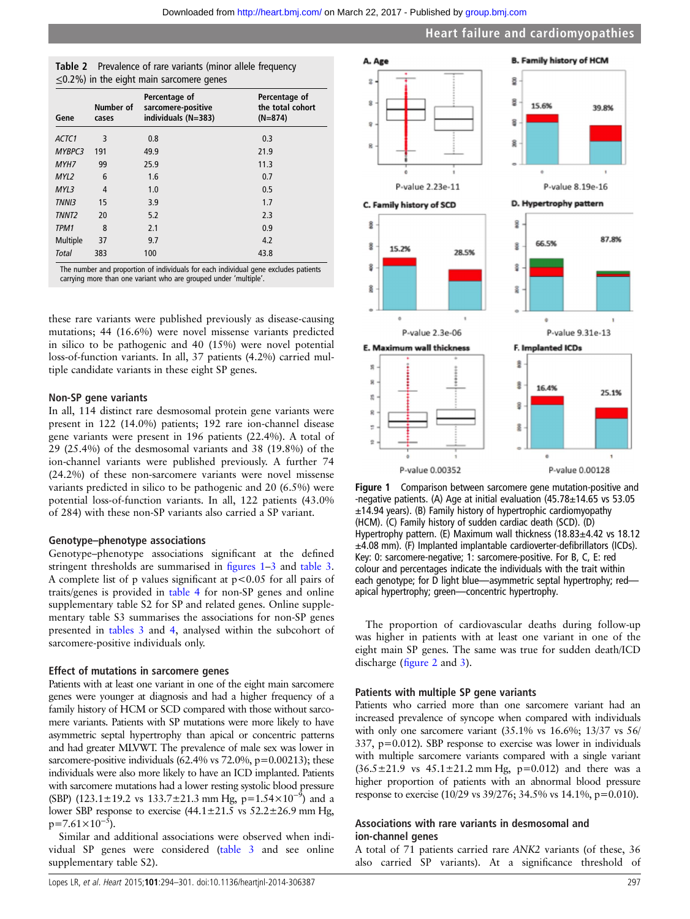**Table 2** Prevalence of rare variants (minor allele frequency ≤0.2%) in the eight main sarcomere genes

| Gene | Number of cases | Percentage of sarcomere-positive individuals (N=383) | Percentage of the total cohort (N=874) |
|---|---|---|---|
| *ACTC1* | 3 | 0.8 | 0.3 |
| *MYBPC3* | 191 | 49.9 | 21.9 |
| *MYH7* | 99 | 25.9 | 11.3 |
| *MYL2* | 6 | 1.6 | 0.7 |
| *MYL3* | 4 | 1.0 | 0.5 |
| *TNNI3* | 15 | 3.9 | 1.7 |
| *TNNT2* | 20 | 5.2 | 2.3 |
| *TPM1* | 8 | 2.1 | 0.9 |
| Multiple | 37 | 9.7 | 4.2 |
| *Total* | 383 | 100 | 43.8 |

The number and proportion of individuals for each individual gene excludes patients carrying more than one variant who are grouped under 'multiple'.

these rare variants were published previously as disease-causing mutations; 44 (16.6%) were novel missense variants predicted in silico to be pathogenic and 40 (15%) were novel potential loss-of-function variants. In all, 37 patients (4.2%) carried multiple candidate variants in these eight SP genes.

### Non-SP gene variants

In all, 114 distinct rare desmosomal protein gene variants were present in 122 (14.0%) patients; 192 rare ion-channel disease gene variants were present in 196 patients (22.4%). A total of 29 (25.4%) of the desmosomal variants and 38 (19.8%) of the ion-channel variants were published previously. A further 74 (24.2%) of these non-sarcomere variants were novel missense variants predicted in silico to be pathogenic and 20 (6.5%) were potential loss-of-function variants. In all, 122 patients (43.0% of 284) with these non-SP variants also carried a SP variant.

### Genotype–phenotype associations

Genotype–phenotype associations significant at the defined stringent thresholds are summarised in figures 1–3 and table 3. A complete list of p values significant at $p<0.05$ for all pairs of traits/genes is provided in table 4 for non-SP genes and online supplementary table S2 for SP and related genes. Online supplementary table S3 summarises the associations for non-SP genes presented in tables 3 and 4, analysed within the subcohort of sarcomere-positive individuals only.

### Effect of mutations in sarcomere genes

Patients with at least one variant in one of the eight main sarcomere genes were younger at diagnosis and had a higher frequency of a family history of HCM or SCD compared with those without sarcomere variants. Patients with SP mutations were more likely to have asymmetric septal hypertrophy than apical or concentric patterns and had greater MLVWT. The prevalence of male sex was lower in sarcomere-positive individuals (62.4% vs 72.0%, p=0.00213); these individuals were also more likely to have an ICD implanted. Patients with sarcomere mutations had a lower resting systolic blood pressure (SBP) (123.1±19.2 vs 133.7±21.3 mm Hg, $p=1.54\times10^{-9}$) and a lower SBP response to exercise (44.1±21.5 vs 52.2±26.9 mm Hg, $p=7.61\times10^{-5}$).

Similar and additional associations were observed when individual SP genes were considered (table 3 and see online supplementary table S2).

**Figure 1** Comparison between sarcomere gene mutation-positive and -negative patients. (A) Age at initial evaluation (45.78±14.65 vs 53.05 ±14.94 years). (B) Family history of hypertrophic cardiomyopathy (HCM). (C) Family history of sudden cardiac death (SCD). (D) Hypertrophy pattern. (E) Maximum wall thickness (18.83±4.42 vs 18.12 ±4.08 mm). (F) Implanted implantable cardioverter-defibrillators (ICDs). Key: 0: sarcomere-negative; 1: sarcomere-positive. For B, C, E: red colour and percentages indicate the individuals with the trait within each genotype; for D light blue—asymmetric septal hypertrophy; red—apical hypertrophy; green—concentric hypertrophy.

The proportion of cardiovascular deaths during follow-up was higher in patients with at least one variant in one of the eight main SP genes. The same was true for sudden death/ICD discharge (figure 2 and 3).

### Patients with multiple SP gene variants

Patients who carried more than one sarcomere variant had an increased prevalence of syncope when compared with individuals with only one sarcomere variant (35.1% vs 16.6%; 13/37 vs 56/337, p=0.012). SBP response to exercise was lower in individuals with multiple sarcomere variants compared with a single variant (36.5±21.9 vs 45.1±21.2 mm Hg, p=0.012) and there was a higher proportion of patients with an abnormal blood pressure response to exercise (10/29 vs 39/276; 34.5% vs 14.1%, p=0.010).

### Associations with rare variants in desmosomal and ion-channel genes

A total of 71 patients carried rare *ANK2* variants (of these, 36 also carried SP variants). At a significance threshold of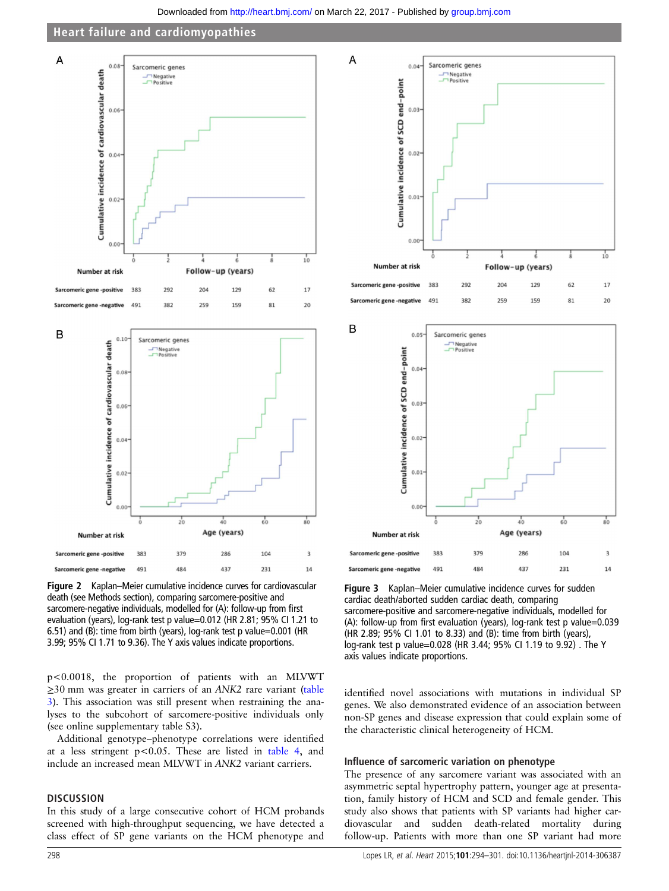**Figure 2** Kaplan–Meier cumulative incidence curves for cardiovascular death (see Methods section), comparing sarcomere-positive and sarcomere-negative individuals, modelled for (A): follow-up from first evaluation (years), log-rank test p value=0.012 (HR 2.81; 95% CI 1.21 to 6.51) and (B): time from birth (years), log-rank test p value=0.001 (HR 3.99; 95% CI 1.71 to 9.36). The Y axis values indicate proportions.

**Figure 3** Kaplan–Meier cumulative incidence curves for sudden cardiac death/aborted sudden cardiac death, comparing sarcomere-positive and sarcomere-negative individuals, modelled for (A): follow-up from first evaluation (years), log-rank test p value=0.039 (HR 2.89; 95% CI 1.01 to 8.33) and (B): time from birth (years), log-rank test p value=0.028 (HR 3.44; 95% CI 1.19 to 9.92). The Y axis values indicate proportions.

$p<0.0018$, the proportion of patients with an MLVWT ≥30 mm was greater in carriers of an *ANK2* rare variant (table 3). This association was still present when restraining the analyses to the subcohort of sarcomere-positive individuals only (see online supplementary table S3).

Additional genotype–phenotype correlations were identified at a less stringent $p<0.05$. These are listed in table 4, and include an increased mean MLVWT in *ANK2* variant carriers.

## DISCUSSION

In this study of a large consecutive cohort of HCM probands screened with high-throughput sequencing, we have detected a class effect of SP gene variants on the HCM phenotype and identified novel associations with mutations in individual SP genes. We also demonstrated evidence of an association between non-SP genes and disease expression that could explain some of the characteristic clinical heterogeneity of HCM.

### Influence of sarcomeric variation on phenotype

The presence of any sarcomere variant was associated with an asymmetric septal hypertrophy pattern, younger age at presentation, family history of HCM and SCD and female gender. This study also shows that patients with SP variants had higher cardiovascular and sudden death-related mortality during follow-up. Patients with more than one SP variant had more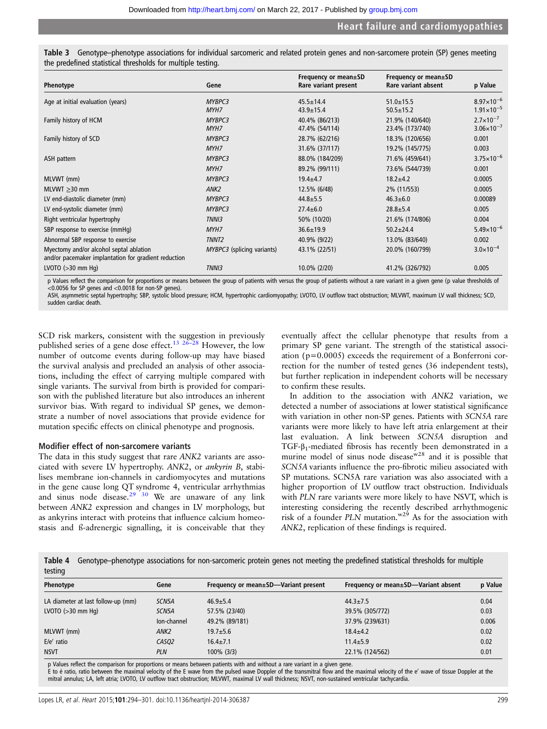**Table 3** Genotype–phenotype associations for individual sarcomeric and related protein genes and non-sarcomere protein (SP) genes meeting the predefined statistical thresholds for multiple testing.

| Phenotype | Gene | Frequency or mean±SD Rare variant present | Frequency or mean±SD Rare variant absent | p Value |
|---|---|---|---|---|
| Age at initial evaluation (years) | *MYBPC3* | 45.5±14.4 | 51.0±15.5 | $8.97\times10^{-6}$ |
| | *MYH7* | 43.9±15.4 | 50.5±15.2 | $1.91\times10^{-5}$ |
| Family history of HCM | *MYBPC3* | 40.4% (86/213) | 21.9% (140/640) | $2.7\times10^{-7}$ |
| | *MYH7* | 47.4% (54/114) | 23.4% (173/740) | $3.06\times10^{-7}$ |
| Family history of SCD | *MYBPC3* | 28.7% (62/216) | 18.3% (120/656) | 0.001 |
| | *MYH7* | 31.6% (37/117) | 19.2% (145/775) | 0.003 |
| ASH pattern | *MYBPC3* | 88.0% (184/209) | 71.6% (459/641) | $3.75\times10^{-6}$ |
| | *MYH7* | 89.2% (99/111) | 73.6% (544/739) | 0.001 |
| MLVWT (mm) | *MYBPC3* | 19.4±4.7 | 18.2±4.2 | 0.0005 |
| MLVWT ≥30 mm | *ANK2* | 12.5% (6/48) | 2% (11/553) | 0.0005 |
| LV end-diastolic diameter (mm) | *MYBPC3* | 44.8±5.5 | 46.3±6.0 | 0.00089 |
| LV end-systolic diameter (mm) | *MYBPC3* | 27.4±6.0 | 28.8±5.4 | 0.005 |
| Right ventricular hypertrophy | *TNNI3* | 50% (10/20) | 21.6% (174/806) | 0.004 |
| SBP response to exercise (mmHg) | *MYH7* | 36.6±19.9 | 50.2±24.4 | $5.49\times10^{-6}$ |
| Abnormal SBP response to exercise | *TNNT2* | 40.9% (9/22) | 13.0% (83/640) | 0.002 |
| Myectomy and/or alcohol septal ablation and/or pacemaker implantation for gradient reduction | *MYBPC3* (splicing variants) | 43.1% (22/51) | 20.0% (160/799) | $3.0\times10^{-4}$ |
| LVOTO (>30 mm Hg) | *TNNI3* | 10.0% (2/20) | 41.2% (326/792) | 0.005 |

p Values reflect the comparison for proportions or means between the group of patients with versus the group of patients without a rare variant in a given gene (p value thresholds of <0.0056 for SP genes and <0.0018 for non-SP genes).
ASH, asymmetric septal hypertrophy; SBP, systolic blood pressure; HCM, hypertrophic cardiomyopathy; LVOTO, LV outflow tract obstruction; MLVWT, maximum LV wall thickness; SCD, sudden cardiac death.

SCD risk markers, consistent with the suggestion in previously published series of a gene dose effect.[13 26–28] However, the low number of outcome events during follow-up may have biased the survival analysis and precluded an analysis of other associations, including the effect of carrying multiple compared with single variants. The survival from birth is provided for comparison with the published literature but also introduces an inherent survivor bias. With regard to individual SP genes, we demonstrate a number of novel associations that provide evidence for mutation specific effects on clinical phenotype and prognosis.

### Modifier effect of non-sarcomere variants

The data in this study suggest that rare *ANK2* variants are associated with severe LV hypertrophy. *ANK2*, or *ankyrin B*, stabilises membrane ion-channels in cardiomyocytes and mutations in the gene cause long QT syndrome 4, ventricular arrhythmias and sinus node disease.[29 30] We are unaware of any link between *ANK2* expression and changes in LV morphology, but as ankyrins interact with proteins that influence calcium homeostasis and ß-adrenergic signalling, it is conceivable that they eventually affect the cellular phenotype that results from a primary SP gene variant. The strength of the statistical association (p=0.0005) exceeds the requirement of a Bonferroni correction for the number of tested genes (36 independent tests), but further replication in independent cohorts will be necessary to confirm these results.

In addition to the association with *ANK2* variation, we detected a number of associations at lower statistical significance with variation in other non-SP genes. Patients with *SCN5A* rare variants were more likely to have left atria enlargement at their last evaluation. A link between *SCN5A* disruption and TGF-$\beta_1$-mediated fibrosis has recently been demonstrated in a murine model of sinus node disease[w28] and it is possible that *SCN5A* variants influence the pro-fibrotic milieu associated with SP mutations. SCN5A rare variation was also associated with a higher proportion of LV outflow tract obstruction. Individuals with *PLN* rare variants were more likely to have NSVT, which is interesting considering the recently described arrhythmogenic risk of a founder *PLN* mutation.[w29] As for the association with *ANK2*, replication of these findings is required.

**Table 4** Genotype–phenotype associations for non-sarcomeric protein genes not meeting the predefined statistical thresholds for multiple testing

| Phenotype | Gene | Frequency or mean±SD—Variant present | Frequency or mean±SD—Variant absent | p Value |
|---|---|---|---|---|
| LA diameter at last follow-up (mm) | *SCN5A* | 46.9±5.4 | 44.3±7.5 | 0.04 |
| LVOTO (>30 mm Hg) | *SCN5A* | 57.5% (23/40) | 39.5% (305/772) | 0.03 |
| | Ion-channel | 49.2% (89/181) | 37.9% (239/631) | 0.006 |
| MLVWT (mm) | *ANK2* | 19.7±5.6 | 18.4±4.2 | 0.02 |
| E/e′ ratio | *CASQ2* | 16.4±7.1 | 11.4±5.9 | 0.02 |
| NSVT | *PLN* | 100% (3/3) | 22.1% (124/562) | 0.01 |

p Values reflect the comparison for proportions or means between patients with and without a rare variant in a given gene.
E to é ratio, ratio between the maximal velocity of the E wave from the pulsed wave Doppler of the transmitral flow and the maximal velocity of the e′ wave of tissue Doppler at the mitral annulus; LA, left atria; LVOTO, LV outflow tract obstruction; MLVWT, maximal LV wall thickness; NSVT, non-sustained ventricular tachycardia.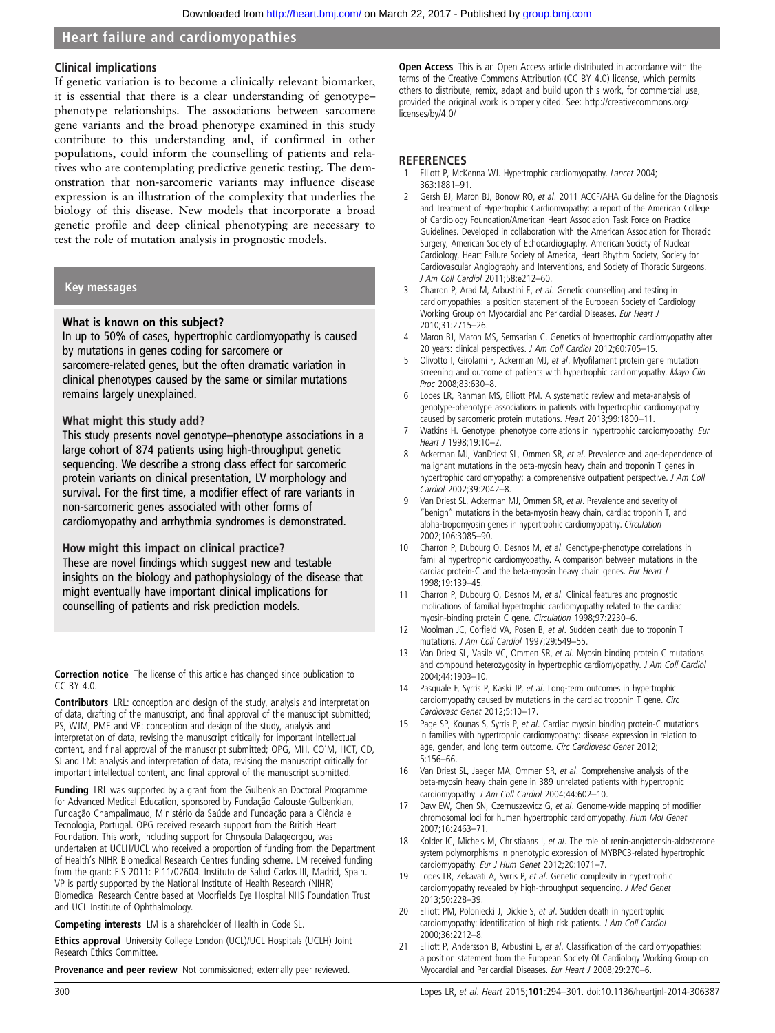### Clinical implications

If genetic variation is to become a clinically relevant biomarker, it is essential that there is a clear understanding of genotype–phenotype relationships. The associations between sarcomere gene variants and the broad phenotype examined in this study contribute to this understanding and, if confirmed in other populations, could inform the counselling of patients and relatives who are contemplating predictive genetic testing. The demonstration that non-sarcomeric variants may influence disease expression is an illustration of the complexity that underlies the biology of this disease. New models that incorporate a broad genetic profile and deep clinical phenotyping are necessary to test the role of mutation analysis in prognostic models.

### Key messages

**What is known on this subject?**

In up to 50% of cases, hypertrophic cardiomyopathy is caused by mutations in genes coding for sarcomere or sarcomere-related genes, but the often dramatic variation in clinical phenotypes caused by the same or similar mutations remains largely unexplained.

**What might this study add?**

This study presents novel genotype–phenotype associations in a large cohort of 874 patients using high-throughput genetic sequencing. We describe a strong class effect for sarcomeric protein variants on clinical presentation, LV morphology and survival. For the first time, a modifier effect of rare variants in non-sarcomeric genes associated with other forms of cardiomyopathy and arrhythmia syndromes is demonstrated.

**How might this impact on clinical practice?**

These are novel findings which suggest new and testable insights on the biology and pathophysiology of the disease that might eventually have important clinical implications for counselling of patients and risk prediction models.

**Correction notice** The license of this article has changed since publication to CC BY 4.0.

**Contributors** LRL: conception and design of the study, analysis and interpretation of data, drafting of the manuscript, and final approval of the manuscript submitted; PS, WJM, PME and VP: conception and design of the study, analysis and interpretation of data, revising the manuscript critically for important intellectual content, and final approval of the manuscript submitted; OPG, MH, CO'M, HCT, CD, SJ and LM: analysis and interpretation of data, revising the manuscript critically for important intellectual content, and final approval of the manuscript submitted.

**Funding** LRL was supported by a grant from the Gulbenkian Doctoral Programme for Advanced Medical Education, sponsored by Fundação Calouste Gulbenkian, Fundação Champalimaud, Ministério da Saúde and Fundação para a Ciência e Tecnologia, Portugal. OPG received research support from the British Heart Foundation. This work, including support for Chrysoula Dalageorgou, was undertaken at UCLH/UCL who received a proportion of funding from the Department of Health's NIHR Biomedical Research Centres funding scheme. LM received funding from the grant: FIS 2011: PI11/02604. Instituto de Salud Carlos III, Madrid, Spain. VP is partly supported by the National Institute of Health Research (NIHR) Biomedical Research Centre based at Moorfields Eye Hospital NHS Foundation Trust and UCL Institute of Ophthalmology.

**Competing interests** LM is a shareholder of Health in Code SL.

**Ethics approval** University College London (UCL)/UCL Hospitals (UCLH) Joint Research Ethics Committee.

**Provenance and peer review** Not commissioned; externally peer reviewed.

**Open Access** This is an Open Access article distributed in accordance with the terms of the Creative Commons Attribution (CC BY 4.0) license, which permits others to distribute, remix, adapt and build upon this work, for commercial use, provided the original work is properly cited. See: http://creativecommons.org/licenses/by/4.0/

## REFERENCES

1. Elliott P, McKenna WJ. Hypertrophic cardiomyopathy. *Lancet* 2004;363:1881–91.
2. Gersh BJ, Maron BJ, Bonow RO, *et al*. 2011 ACCF/AHA Guideline for the Diagnosis and Treatment of Hypertrophic Cardiomyopathy: a report of the American College of Cardiology Foundation/American Heart Association Task Force on Practice Guidelines. Developed in collaboration with the American Association for Thoracic Surgery, American Society of Echocardiography, American Society of Nuclear Cardiology, Heart Failure Society of America, Heart Rhythm Society, Society for Cardiovascular Angiography and Interventions, and Society of Thoracic Surgeons. *J Am Coll Cardiol* 2011;58:e212–60.
3. Charron P, Arad M, Arbustini E, *et al*. Genetic counselling and testing in cardiomyopathies: a position statement of the European Society of Cardiology Working Group on Myocardial and Pericardial Diseases. *Eur Heart J* 2010;31:2715–26.
4. Maron BJ, Maron MS, Semsarian C. Genetics of hypertrophic cardiomyopathy after 20 years: clinical perspectives. *J Am Coll Cardiol* 2012;60:705–15.
5. Olivotto I, Girolami F, Ackerman MJ, *et al*. Myofilament protein gene mutation screening and outcome of patients with hypertrophic cardiomyopathy. *Mayo Clin Proc* 2008;83:630–8.
6. Lopes LR, Rahman MS, Elliott PM. A systematic review and meta-analysis of genotype-phenotype associations in patients with hypertrophic cardiomyopathy caused by sarcomeric protein mutations. *Heart* 2013;99:1800–11.
7. Watkins H. Genotype: phenotype correlations in hypertrophic cardiomyopathy. *Eur Heart J* 1998;19:10–2.
8. Ackerman MJ, VanDriest SL, Ommen SR, *et al*. Prevalence and age-dependence of malignant mutations in the beta-myosin heavy chain and troponin T genes in hypertrophic cardiomyopathy: a comprehensive outpatient perspective. *J Am Coll Cardiol* 2002;39:2042–8.
9. Van Driest SL, Ackerman MJ, Ommen SR, *et al*. Prevalence and severity of "benign" mutations in the beta-myosin heavy chain, cardiac troponin T, and alpha-tropomyosin genes in hypertrophic cardiomyopathy. *Circulation* 2002;106:3085–90.
10. Charron P, Dubourg O, Desnos M, *et al*. Genotype-phenotype correlations in familial hypertrophic cardiomyopathy. A comparison between mutations in the cardiac protein-C and the beta-myosin heavy chain genes. *Eur Heart J* 1998;19:139–45.
11. Charron P, Dubourg O, Desnos M, *et al*. Clinical features and prognostic implications of familial hypertrophic cardiomyopathy related to the cardiac myosin-binding protein C gene. *Circulation* 1998;97:2230–6.
12. Moolman JC, Corfield VA, Posen B, *et al*. Sudden death due to troponin T mutations. *J Am Coll Cardiol* 1997;29:549–55.
13. Van Driest SL, Vasile VC, Ommen SR, *et al*. Myosin binding protein C mutations and compound heterozygosity in hypertrophic cardiomyopathy. *J Am Coll Cardiol* 2004;44:1903–10.
14. Pasquale F, Syrris P, Kaski JP, *et al*. Long-term outcomes in hypertrophic cardiomyopathy caused by mutations in the cardiac troponin T gene. *Circ Cardiovasc Genet* 2012;5:10–17.
15. Page SP, Kounas S, Syrris P, *et al*. Cardiac myosin binding protein-C mutations in families with hypertrophic cardiomyopathy: disease expression in relation to age, gender, and long term outcome. *Circ Cardiovasc Genet* 2012;5:156–66.
16. Van Driest SL, Jaeger MA, Ommen SR, *et al*. Comprehensive analysis of the beta-myosin heavy chain gene in 389 unrelated patients with hypertrophic cardiomyopathy. *J Am Coll Cardiol* 2004;44:602–10.
17. Daw EW, Chen SN, Czernuszewicz G, *et al*. Genome-wide mapping of modifier chromosomal loci for human hypertrophic cardiomyopathy. *Hum Mol Genet* 2007;16:2463–71.
18. Kolder IC, Michels M, Christiaans I, *et al*. The role of renin-angiotensin-aldosterone system polymorphisms in phenotypic expression of MYBPC3-related hypertrophic cardiomyopathy. *Eur J Hum Genet* 2012;20:1071–7.
19. Lopes LR, Zekavati A, Syrris P, *et al*. Genetic complexity in hypertrophic cardiomyopathy revealed by high-throughput sequencing. *J Med Genet* 2013;50:228–39.
20. Elliott PM, Poloniecki J, Dickie S, *et al*. Sudden death in hypertrophic cardiomyopathy: identification of high risk patients. *J Am Coll Cardiol* 2000;36:2212–8.
21. Elliott P, Andersson B, Arbustini E, *et al*. Classification of the cardiomyopathies: a position statement from the European Society Of Cardiology Working Group on Myocardial and Pericardial Diseases. *Eur Heart J* 2008;29:270–6.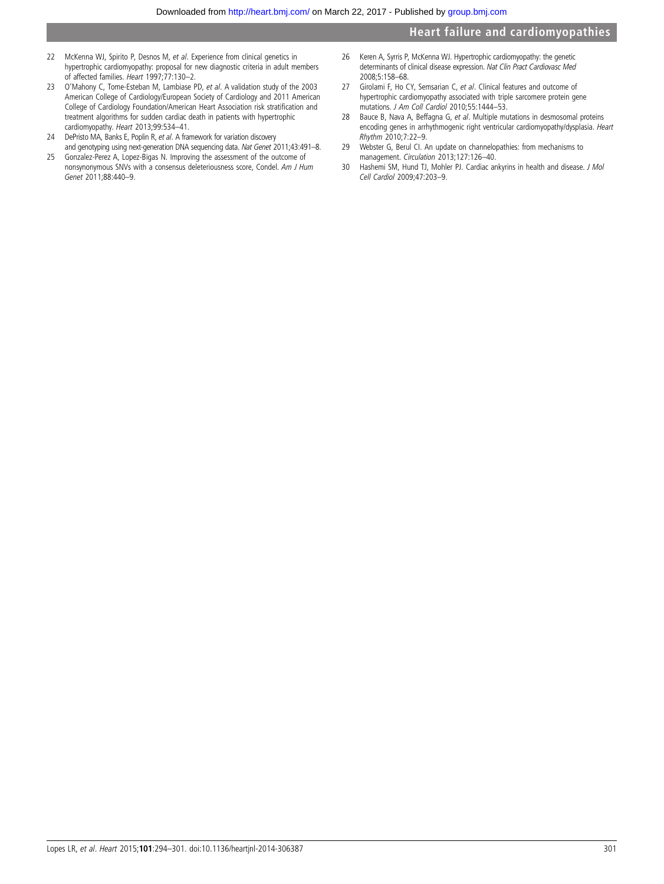22 McKenna WJ, Spirito P, Desnos M, *et al*. Experience from clinical genetics in hypertrophic cardiomyopathy: proposal for new diagnostic criteria in adult members of affected families. *Heart* 1997;77:130–2.
23 O'Mahony C, Tome-Esteban M, Lambiase PD, *et al*. A validation study of the 2003 American College of Cardiology/European Society of Cardiology and 2011 American College of Cardiology Foundation/American Heart Association risk stratification and treatment algorithms for sudden cardiac death in patients with hypertrophic cardiomyopathy. *Heart* 2013;99:534–41.
24 DePristo MA, Banks E, Poplin R, *et al*. A framework for variation discovery and genotyping using next-generation DNA sequencing data. *Nat Genet* 2011;43:491–8.
25 Gonzalez-Perez A, Lopez-Bigas N. Improving the assessment of the outcome of nonsynonymous SNVs with a consensus deleteriousness score, Condel. *Am J Hum Genet* 2011;88:440–9.
26 Keren A, Syrris P, McKenna WJ. Hypertrophic cardiomyopathy: the genetic determinants of clinical disease expression. *Nat Clin Pract Cardiovasc Med* 2008;5:158–68.
27 Girolami F, Ho CY, Semsarian C, *et al*. Clinical features and outcome of hypertrophic cardiomyopathy associated with triple sarcomere protein gene mutations. *J Am Coll Cardiol* 2010;55:1444–53.
28 Bauce B, Nava A, Beffagna G, *et al*. Multiple mutations in desmosomal proteins encoding genes in arrhythmogenic right ventricular cardiomyopathy/dysplasia. *Heart Rhythm* 2010;7:22–9.
29 Webster G, Berul CI. An update on channelopathies: from mechanisms to management. *Circulation* 2013;127:126–40.
30 Hashemi SM, Hund TJ, Mohler PJ. Cardiac ankyrins in health and disease. *J Mol Cell Cardiol* 2009;47:203–9.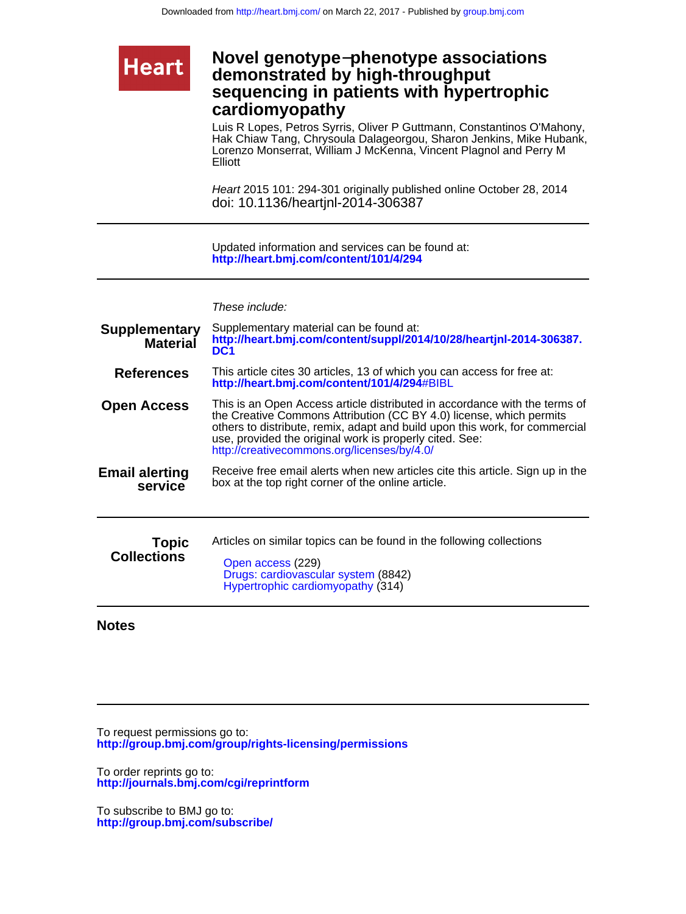Downloaded from http://heart.bmj.com/ on March 22, 2017 - Published by group.bmj.com

Heart

# Novel genotype−phenotype associations demonstrated by high-throughput sequencing in patients with hypertrophic cardiomyopathy

Luis R Lopes, Petros Syrris, Oliver P Guttmann, Constantinos O'Mahony, Hak Chiaw Tang, Chrysoula Dalageorgou, Sharon Jenkins, Mike Hubank, Lorenzo Monserrat, William J McKenna, Vincent Plagnol and Perry M Elliott

*Heart* 2015 101: 294-301 originally published online October 28, 2014
doi: 10.1136/heartjnl-2014-306387

Updated information and services can be found at:
**http://heart.bmj.com/content/101/4/294**

*These include:*

**Supplementary Material**
Supplementary material can be found at:
**http://heart.bmj.com/content/suppl/2014/10/28/heartjnl-2014-306387.DC1**

**References**
This article cites 30 articles, 13 of which you can access for free at:
**http://heart.bmj.com/content/101/4/294**#BIBL

**Open Access**
This is an Open Access article distributed in accordance with the terms of the Creative Commons Attribution (CC BY 4.0) license, which permits others to distribute, remix, adapt and build upon this work, for commercial use, provided the original work is properly cited. See: http://creativecommons.org/licenses/by/4.0/

**Email alerting service**
Receive free email alerts when new articles cite this article. Sign up in the box at the top right corner of the online article.

**Topic Collections**
Articles on similar topics can be found in the following collections

Open access (229)
Drugs: cardiovascular system (8842)
Hypertrophic cardiomyopathy (314)

## Notes

To request permissions go to:
**http://group.bmj.com/group/rights-licensing/permissions**

To order reprints go to:
**http://journals.bmj.com/cgi/reprintform**

To subscribe to BMJ go to:
**http://group.bmj.com/subscribe/**